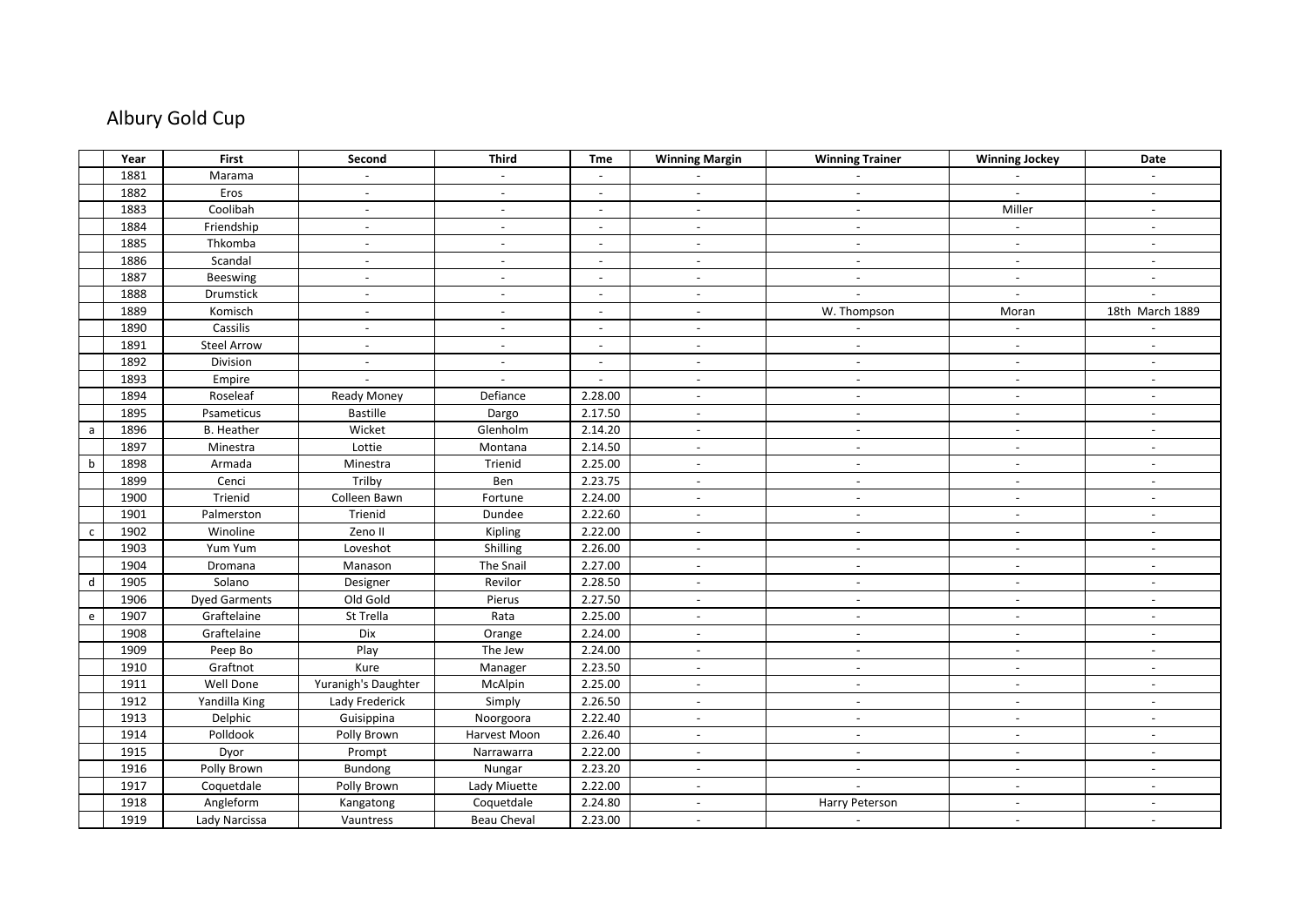# Albury Gold Cup

| | Year | First | Second | Third | Tme | Winning Margin | Winning Trainer | Winning Jockey | Date |
|---|---|---|---|---|---|---|---|---|---|
| | 1881 | Marama | - | - | - | - | - | - | - |
| | 1882 | Eros | - | - | - | - | - | - | - |
| | 1883 | Coolibah | - | - | - | - | - | Miller | - |
| | 1884 | Friendship | - | - | - | - | - | - | - |
| | 1885 | Thkomba | - | - | - | - | - | - | - |
| | 1886 | Scandal | - | - | - | - | - | - | - |
| | 1887 | Beeswing | - | - | - | - | - | - | - |
| | 1888 | Drumstick | - | - | - | - | - | - | - |
| | 1889 | Komisch | - | - | - | - | W. Thompson | Moran | 18th March 1889 |
| | 1890 | Cassilis | - | - | - | - | - | - | - |
| | 1891 | Steel Arrow | - | - | - | - | - | - | - |
| | 1892 | Division | - | - | - | - | - | - | - |
| | 1893 | Empire | - | - | - | - | - | - | - |
| | 1894 | Roseleaf | Ready Money | Defiance | 2.28.00 | - | - | - | - |
| | 1895 | Psameticus | Bastille | Dargo | 2.17.50 | - | - | - | - |
| a | 1896 | B. Heather | Wicket | Glenholm | 2.14.20 | - | - | - | - |
| | 1897 | Minestra | Lottie | Montana | 2.14.50 | - | - | - | - |
| b | 1898 | Armada | Minestra | Trienid | 2.25.00 | - | - | - | - |
| | 1899 | Cenci | Trilby | Ben | 2.23.75 | - | - | - | - |
| | 1900 | Trienid | Colleen Bawn | Fortune | 2.24.00 | - | - | - | - |
| | 1901 | Palmerston | Trienid | Dundee | 2.22.60 | - | - | - | - |
| c | 1902 | Winoline | Zeno II | Kipling | 2.22.00 | - | - | - | - |
| | 1903 | Yum Yum | Loveshot | Shilling | 2.26.00 | - | - | - | - |
| | 1904 | Dromana | Manason | The Snail | 2.27.00 | - | - | - | - |
| d | 1905 | Solano | Designer | Revilor | 2.28.50 | - | - | - | - |
| | 1906 | Dyed Garments | Old Gold | Pierus | 2.27.50 | - | - | - | - |
| e | 1907 | Graftelaine | St Trella | Rata | 2.25.00 | - | - | - | - |
| | 1908 | Graftelaine | Dix | Orange | 2.24.00 | - | - | - | - |
| | 1909 | Peep Bo | Play | The Jew | 2.24.00 | - | - | - | - |
| | 1910 | Graftnot | Kure | Manager | 2.23.50 | - | - | - | - |
| | 1911 | Well Done | Yuranigh's Daughter | McAlpin | 2.25.00 | - | - | - | - |
| | 1912 | Yandilla King | Lady Frederick | Simply | 2.26.50 | - | - | - | - |
| | 1913 | Delphic | Guisippina | Noorgoora | 2.22.40 | - | - | - | - |
| | 1914 | Polldook | Polly Brown | Harvest Moon | 2.26.40 | - | - | - | - |
| | 1915 | Dyor | Prompt | Narrawarra | 2.22.00 | - | - | - | - |
| | 1916 | Polly Brown | Bundong | Nungar | 2.23.20 | - | - | - | - |
| | 1917 | Coquetdale | Polly Brown | Lady Miuette | 2.22.00 | - | - | - | - |
| | 1918 | Angleform | Kangatong | Coquetdale | 2.24.80 | - | Harry Peterson | - | - |
| | 1919 | Lady Narcissa | Vauntress | Beau Cheval | 2.23.00 | - | - | - | - |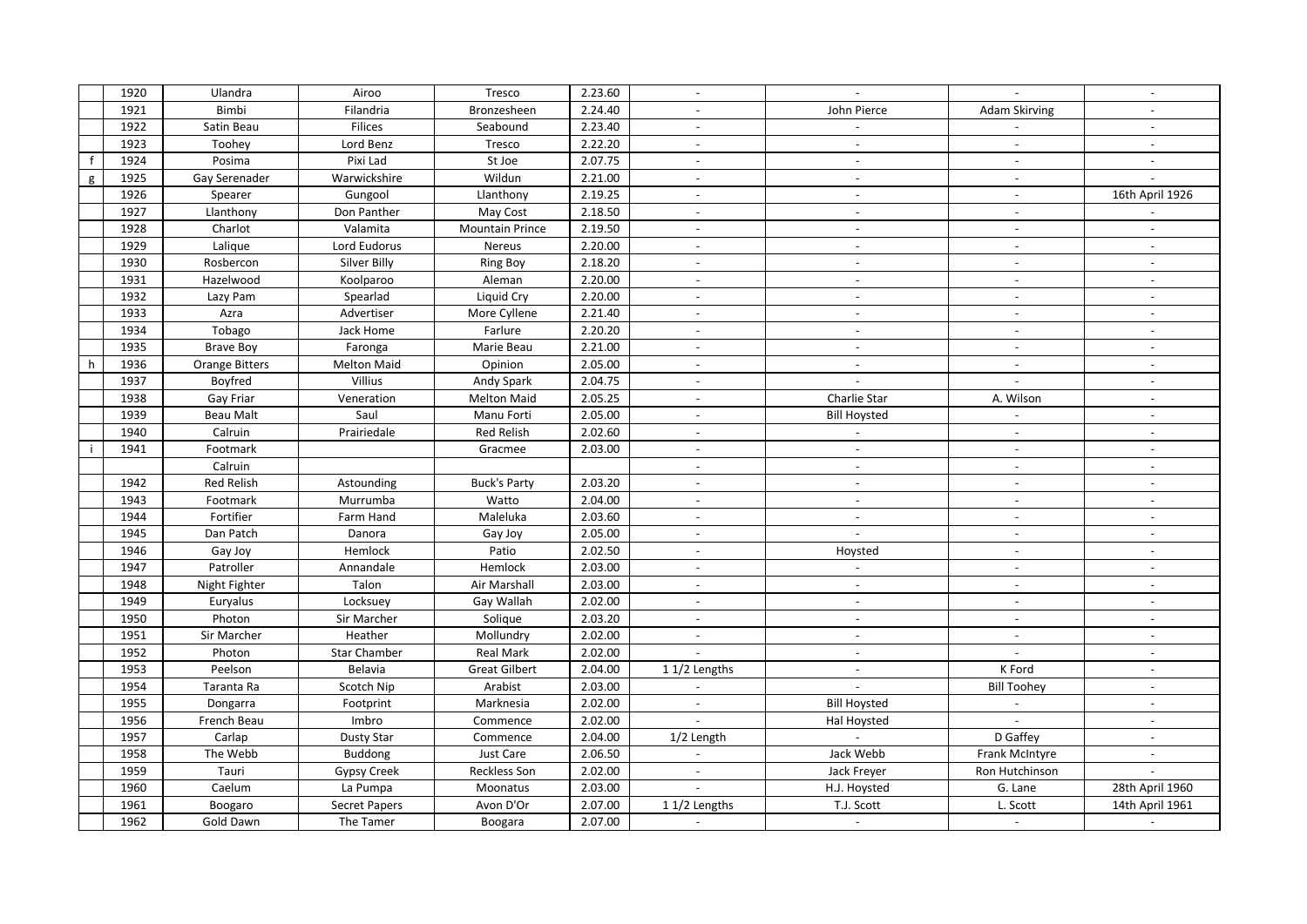| | | | | | | | | | |
|---|---|---|---|---|---|---|---|---|---|
| | 1920 | Ulandra | Airoo | Tresco | 2.23.60 | - | - | - | - |
| | 1921 | Bimbi | Filandria | Bronzesheen | 2.24.40 | - | John Pierce | Adam Skirving | - |
| | 1922 | Satin Beau | Filices | Seabound | 2.23.40 | - | - | - | - |
| | 1923 | Toohey | Lord Benz | Tresco | 2.22.20 | - | - | - | - |
| f | 1924 | Posima | Pixi Lad | St Joe | 2.07.75 | - | - | - | - |
| g | 1925 | Gay Serenader | Warwickshire | Wildun | 2.21.00 | - | - | - | - |
| | 1926 | Spearer | Gungool | Llanthony | 2.19.25 | - | - | - | 16th April 1926 |
| | 1927 | Llanthony | Don Panther | May Cost | 2.18.50 | - | - | - | - |
| | 1928 | Charlot | Valamita | Mountain Prince | 2.19.50 | - | - | - | - |
| | 1929 | Lalique | Lord Eudorus | Nereus | 2.20.00 | - | - | - | - |
| | 1930 | Rosbercon | Silver Billy | Ring Boy | 2.18.20 | - | - | - | - |
| | 1931 | Hazelwood | Koolparoo | Aleman | 2.20.00 | - | - | - | - |
| | 1932 | Lazy Pam | Spearlad | Liquid Cry | 2.20.00 | - | - | - | - |
| | 1933 | Azra | Advertiser | More Cyllene | 2.21.40 | - | - | - | - |
| | 1934 | Tobago | Jack Home | Farlure | 2.20.20 | - | - | - | - |
| | 1935 | Brave Boy | Faronga | Marie Beau | 2.21.00 | - | - | - | - |
| h | 1936 | Orange Bitters | Melton Maid | Opinion | 2.05.00 | - | - | - | - |
| | 1937 | Boyfred | Villius | Andy Spark | 2.04.75 | - | - | - | - |
| | 1938 | Gay Friar | Veneration | Melton Maid | 2.05.25 | - | Charlie Star | A. Wilson | - |
| | 1939 | Beau Malt | Saul | Manu Forti | 2.05.00 | - | Bill Hoysted | - | - |
| | 1940 | Calruin | Prairiedale | Red Relish | 2.02.60 | - | - | - | - |
| i | 1941 | Footmark | | Gracmee | 2.03.00 | - | - | - | - |
| | | Calruin | | | | - | - | - | - |
| | 1942 | Red Relish | Astounding | Buck's Party | 2.03.20 | - | - | - | - |
| | 1943 | Footmark | Murrumba | Watto | 2.04.00 | - | - | - | - |
| | 1944 | Fortifier | Farm Hand | Maleluka | 2.03.60 | - | - | - | - |
| | 1945 | Dan Patch | Danora | Gay Joy | 2.05.00 | - | - | - | - |
| | 1946 | Gay Joy | Hemlock | Patio | 2.02.50 | - | Hoysted | - | - |
| | 1947 | Patroller | Annandale | Hemlock | 2.03.00 | - | - | - | - |
| | 1948 | Night Fighter | Talon | Air Marshall | 2.03.00 | - | - | - | - |
| | 1949 | Euryalus | Locksuey | Gay Wallah | 2.02.00 | - | - | - | - |
| | 1950 | Photon | Sir Marcher | Solique | 2.03.20 | - | - | - | - |
| | 1951 | Sir Marcher | Heather | Mollundry | 2.02.00 | - | - | - | - |
| | 1952 | Photon | Star Chamber | Real Mark | 2.02.00 | - | - | - | - |
| | 1953 | Peelson | Belavia | Great Gilbert | 2.04.00 | 1 1/2 Lengths | - | K Ford | - |
| | 1954 | Taranta Ra | Scotch Nip | Arabist | 2.03.00 | - | - | Bill Toohey | - |
| | 1955 | Dongarra | Footprint | Marknesia | 2.02.00 | - | Bill Hoysted | - | - |
| | 1956 | French Beau | Imbro | Commence | 2.02.00 | - | Hal Hoysted | - | - |
| | 1957 | Carlap | Dusty Star | Commence | 2.04.00 | 1/2 Length | - | D Gaffey | - |
| | 1958 | The Webb | Buddong | Just Care | 2.06.50 | - | Jack Webb | Frank McIntyre | - |
| | 1959 | Tauri | Gypsy Creek | Reckless Son | 2.02.00 | - | Jack Freyer | Ron Hutchinson | - |
| | 1960 | Caelum | La Pumpa | Moonatus | 2.03.00 | - | H.J. Hoysted | G. Lane | 28th April 1960 |
| | 1961 | Boogaro | Secret Papers | Avon D'Or | 2.07.00 | 1 1/2 Lengths | T.J. Scott | L. Scott | 14th April 1961 |
| | 1962 | Gold Dawn | The Tamer | Boogara | 2.07.00 | - | - | - | - |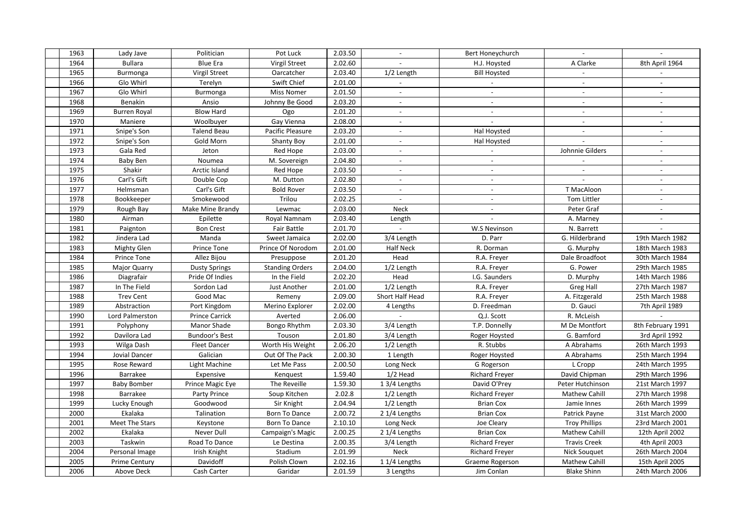| | | | | | | | | |
|---|---|---|---|---|---|---|---|---|
| 1963 | Lady Jave | Politician | Pot Luck | 2.03.50 | - | Bert Honeychurch | - | - |
| 1964 | Bullara | Blue Era | Virgil Street | 2.02.60 | - | H.J. Hoysted | A Clarke | 8th April 1964 |
| 1965 | Burmonga | Virgil Street | Oarcatcher | 2.03.40 | 1/2 Length | Bill Hoysted | - | - |
| 1966 | Glo Whirl | Terelyn | Swift Chief | 2.01.00 | - | - | - | - |
| 1967 | Glo Whirl | Burmonga | Miss Nomer | 2.01.50 | - | - | - | - |
| 1968 | Benakin | Ansio | Johnny Be Good | 2.03.20 | - | - | - | - |
| 1969 | Burren Royal | Blow Hard | Ogo | 2.01.20 | - | - | - | - |
| 1970 | Maniere | Woolbuyer | Gay Vienna | 2.08.00 | - | - | - | - |
| 1971 | Snipe's Son | Talend Beau | Pacific Pleasure | 2.03.20 | - | Hal Hoysted | - | - |
| 1972 | Snipe's Son | Gold Morn | Shanty Boy | 2.01.00 | - | Hal Hoysted | - | - |
| 1973 | Gala Red | Jeton | Red Hope | 2.03.00 | - | - | Johnnie Gilders | - |
| 1974 | Baby Ben | Noumea | M. Sovereign | 2.04.80 | - | - | - | - |
| 1975 | Shakir | Arctic Island | Red Hope | 2.03.50 | - | - | - | - |
| 1976 | Carl's Gift | Double Cop | M. Dutton | 2.02.80 | - | - | - | - |
| 1977 | Helmsman | Carl's Gift | Bold Rover | 2.03.50 | - | - | T MacAloon | - |
| 1978 | Bookkeeper | Smokewood | Trilou | 2.02.25 | - | - | Tom Littler | - |
| 1979 | Rough Bay | Make Mine Brandy | Lewmac | 2.03.00 | Neck | - | Peter Graf | - |
| 1980 | Airman | Epilette | Royal Namnam | 2.03.40 | Length | - | A. Marney | - |
| 1981 | Paignton | Bon Crest | Fair Battle | 2.01.70 | - | W.S Nevinson | N. Barrett | - |
| 1982 | Jindera Lad | Manda | Sweet Jamaica | 2.02.00 | 3/4 Length | D. Parr | G. Hilderbrand | 19th March 1982 |
| 1983 | Mighty Glen | Prince Tone | Prince Of Norodom | 2.01.00 | Half Neck | R. Dorman | G. Murphy | 18th March 1983 |
| 1984 | Prince Tone | Allez Bijou | Presuppose | 2.01.20 | Head | R.A. Freyer | Dale Broadfoot | 30th March 1984 |
| 1985 | Major Quarry | Dusty Springs | Standing Orders | 2.04.00 | 1/2 Length | R.A. Freyer | G. Power | 29th March 1985 |
| 1986 | Diagrafair | Pride Of Indies | In the Field | 2.02.20 | Head | I.G. Saunders | D. Murphy | 14th March 1986 |
| 1987 | In The Field | Sordon Lad | Just Another | 2.01.00 | 1/2 Length | R.A. Freyer | Greg Hall | 27th March 1987 |
| 1988 | Trev Cent | Good Mac | Remeny | 2.09.00 | Short Half Head | R.A. Freyer | A. Fitzgerald | 25th March 1988 |
| 1989 | Abstraction | Port Kingdom | Merino Explorer | 2.02.00 | 4 Lengths | D. Freedman | D. Gauci | 7th April 1989 |
| 1990 | Lord Palmerston | Prince Carrick | Averted | 2.06.00 | - | Q.J. Scott | R. McLeish | - |
| 1991 | Polyphony | Manor Shade | Bongo Rhythm | 2.03.30 | 3/4 Length | T.P. Donnelly | M De Montfort | 8th February 1991 |
| 1992 | Davilora Lad | Bundoor's Best | Touson | 2.01.80 | 3/4 Length | Roger Hoysted | G. Bamford | 3rd April 1992 |
| 1993 | Wilga Dash | Fleet Dancer | Worth His Weight | 2.06.20 | 1/2 Length | R. Stubbs | A Abrahams | 26th March 1993 |
| 1994 | Jovial Dancer | Galician | Out Of The Pack | 2.00.30 | 1 Length | Roger Hoysted | A Abrahams | 25th March 1994 |
| 1995 | Rose Reward | Light Machine | Let Me Pass | 2.00.50 | Long Neck | G Rogerson | L Cropp | 24th March 1995 |
| 1996 | Barrakee | Expensive | Kenquest | 1.59.40 | 1/2 Head | Richard Freyer | David Chipman | 29th March 1996 |
| 1997 | Baby Bomber | Prince Magic Eye | The Reveille | 1.59.30 | 1 3/4 Lengths | David O'Prey | Peter Hutchinson | 21st March 1997 |
| 1998 | Barrakee | Party Prince | Soup Kitchen | 2.02.8 | 1/2 Length | Richard Freyer | Mathew Cahill | 27th March 1998 |
| 1999 | Lucky Enough | Goodwood | Sir Knight | 2.04.94 | 1/2 Length | Brian Cox | Jamie Innes | 26th March 1999 |
| 2000 | Ekalaka | Talination | Born To Dance | 2.00.72 | 2 1/4 Lengths | Brian Cox | Patrick Payne | 31st March 2000 |
| 2001 | Meet The Stars | Keystone | Born To Dance | 2.10.10 | Long Neck | Joe Cleary | Troy Phillips | 23rd March 2001 |
| 2002 | Ekalaka | Never Dull | Campaign's Magic | 2.00.25 | 2 1/4 Lengths | Brian Cox | Mathew Cahill | 12th April 2002 |
| 2003 | Taskwin | Road To Dance | Le Destina | 2.00.35 | 3/4 Length | Richard Freyer | Travis Creek | 4th April 2003 |
| 2004 | Personal Image | Irish Knight | Stadium | 2.01.99 | Neck | Richard Freyer | Nick Souquet | 26th March 2004 |
| 2005 | Prime Century | Davidoff | Polish Clown | 2.02.16 | 1 1/4 Lengths | Graeme Rogerson | Mathew Cahill | 15th April 2005 |
| 2006 | Above Deck | Cash Carter | Garidar | 2.01.59 | 3 Lengths | Jim Conlan | Blake Shinn | 24th March 2006 |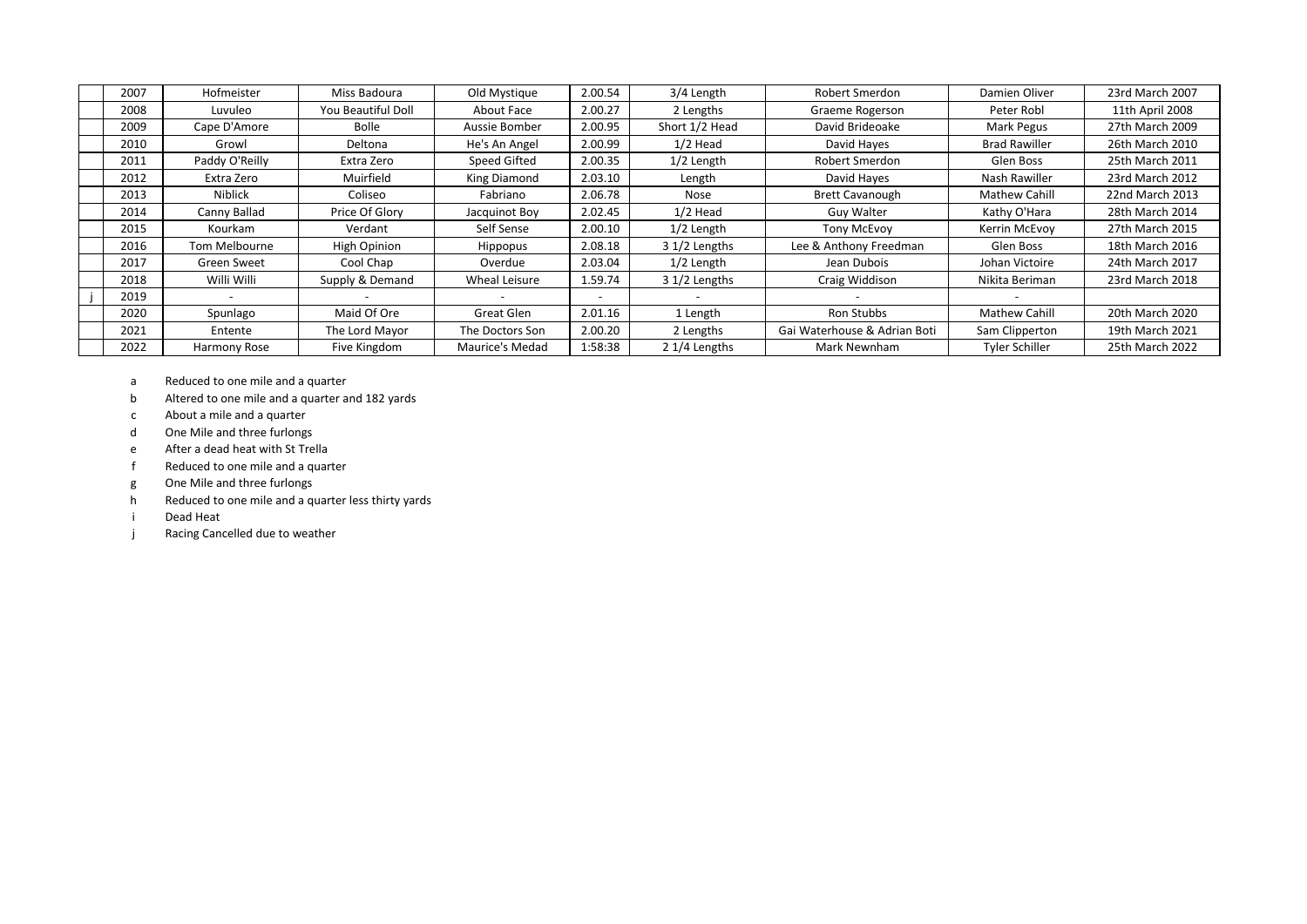| | | | | | | | | | |
|---|---|---|---|---|---|---|---|---|---|
| | 2007 | Hofmeister | Miss Badoura | Old Mystique | 2.00.54 | 3/4 Length | Robert Smerdon | Damien Oliver | 23rd March 2007 |
| | 2008 | Luvuleo | You Beautiful Doll | About Face | 2.00.27 | 2 Lengths | Graeme Rogerson | Peter Robl | 11th April 2008 |
| | 2009 | Cape D'Amore | Bolle | Aussie Bomber | 2.00.95 | Short 1/2 Head | David Brideoake | Mark Pegus | 27th March 2009 |
| | 2010 | Growl | Deltona | He's An Angel | 2.00.99 | 1/2 Head | David Hayes | Brad Rawiller | 26th March 2010 |
| | 2011 | Paddy O'Reilly | Extra Zero | Speed Gifted | 2.00.35 | 1/2 Length | Robert Smerdon | Glen Boss | 25th March 2011 |
| | 2012 | Extra Zero | Muirfield | King Diamond | 2.03.10 | Length | David Hayes | Nash Rawiller | 23rd March 2012 |
| | 2013 | Niblick | Coliseo | Fabriano | 2.06.78 | Nose | Brett Cavanough | Mathew Cahill | 22nd March 2013 |
| | 2014 | Canny Ballad | Price Of Glory | Jacquinot Boy | 2.02.45 | 1/2 Head | Guy Walter | Kathy O'Hara | 28th March 2014 |
| | 2015 | Kourkam | Verdant | Self Sense | 2.00.10 | 1/2 Length | Tony McEvoy | Kerrin McEvoy | 27th March 2015 |
| | 2016 | Tom Melbourne | High Opinion | Hippopus | 2.08.18 | 3 1/2 Lengths | Lee & Anthony Freedman | Glen Boss | 18th March 2016 |
| | 2017 | Green Sweet | Cool Chap | Overdue | 2.03.04 | 1/2 Length | Jean Dubois | Johan Victoire | 24th March 2017 |
| | 2018 | Willi Willi | Supply & Demand | Wheal Leisure | 1.59.74 | 3 1/2 Lengths | Craig Widdison | Nikita Beriman | 23rd March 2018 |
| j | 2019 | - | - | - | - | - | - | - | |
| | 2020 | Spunlago | Maid Of Ore | Great Glen | 2.01.16 | 1 Length | Ron Stubbs | Mathew Cahill | 20th March 2020 |
| | 2021 | Entente | The Lord Mayor | The Doctors Son | 2.00.20 | 2 Lengths | Gai Waterhouse & Adrian Boti | Sam Clipperton | 19th March 2021 |
| | 2022 | Harmony Rose | Five Kingdom | Maurice's Medad | 1:58:38 | 2 1/4 Lengths | Mark Newnham | Tyler Schiller | 25th March 2022 |

a Reduced to one mile and a quarter

b Altered to one mile and a quarter and 182 yards

c About a mile and a quarter

d One Mile and three furlongs

e After a dead heat with St Trella

f Reduced to one mile and a quarter

g One Mile and three furlongs

h Reduced to one mile and a quarter less thirty yards

i Dead Heat

j Racing Cancelled due to weather